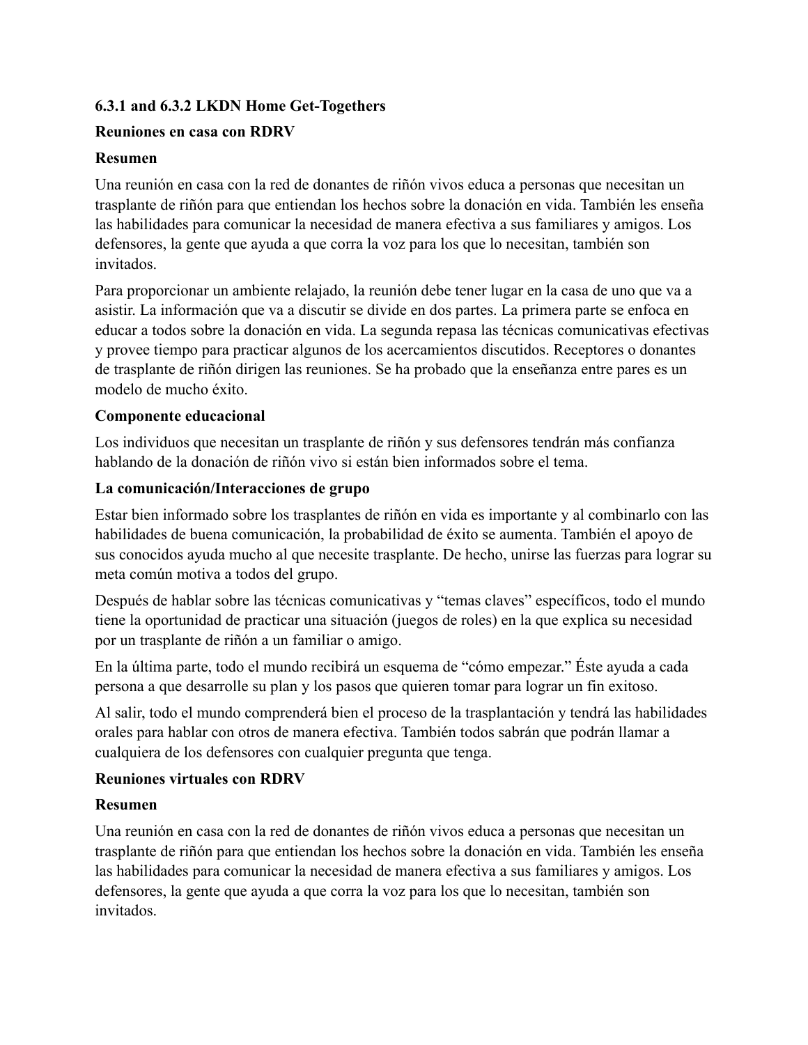**6.3.1 and 6.3.2 LKDN Home Get-Togethers**

**Reuniones en casa con RDRV**

**Resumen**

Una reunión en casa con la red de donantes de riñón vivos educa a personas que necesitan un trasplante de riñón para que entiendan los hechos sobre la donación en vida. También les enseña las habilidades para comunicar la necesidad de manera efectiva a sus familiares y amigos. Los defensores, la gente que ayuda a que corra la voz para los que lo necesitan, también son invitados.

Para proporcionar un ambiente relajado, la reunión debe tener lugar en la casa de uno que va a asistir. La información que va a discutir se divide en dos partes. La primera parte se enfoca en educar a todos sobre la donación en vida. La segunda repasa las técnicas comunicativas efectivas y provee tiempo para practicar algunos de los acercamientos discutidos. Receptores o donantes de trasplante de riñón dirigen las reuniones. Se ha probado que la enseñanza entre pares es un modelo de mucho éxito.

**Componente educacional**

Los individuos que necesitan un trasplante de riñón y sus defensores tendrán más confianza hablando de la donación de riñón vivo si están bien informados sobre el tema.

**La comunicación/Interacciones de grupo**

Estar bien informado sobre los trasplantes de riñón en vida es importante y al combinarlo con las habilidades de buena comunicación, la probabilidad de éxito se aumenta. También el apoyo de sus conocidos ayuda mucho al que necesite trasplante. De hecho, unirse las fuerzas para lograr su meta común motiva a todos del grupo.

Después de hablar sobre las técnicas comunicativas y "temas claves" específicos, todo el mundo tiene la oportunidad de practicar una situación (juegos de roles) en la que explica su necesidad por un trasplante de riñón a un familiar o amigo.

En la última parte, todo el mundo recibirá un esquema de "cómo empezar." Éste ayuda a cada persona a que desarrolle su plan y los pasos que quieren tomar para lograr un fin exitoso.

Al salir, todo el mundo comprenderá bien el proceso de la trasplantación y tendrá las habilidades orales para hablar con otros de manera efectiva. También todos sabrán que podrán llamar a cualquiera de los defensores con cualquier pregunta que tenga.

**Reuniones virtuales con RDRV**

**Resumen**

Una reunión en casa con la red de donantes de riñón vivos educa a personas que necesitan un trasplante de riñón para que entiendan los hechos sobre la donación en vida. También les enseña las habilidades para comunicar la necesidad de manera efectiva a sus familiares y amigos. Los defensores, la gente que ayuda a que corra la voz para los que lo necesitan, también son invitados.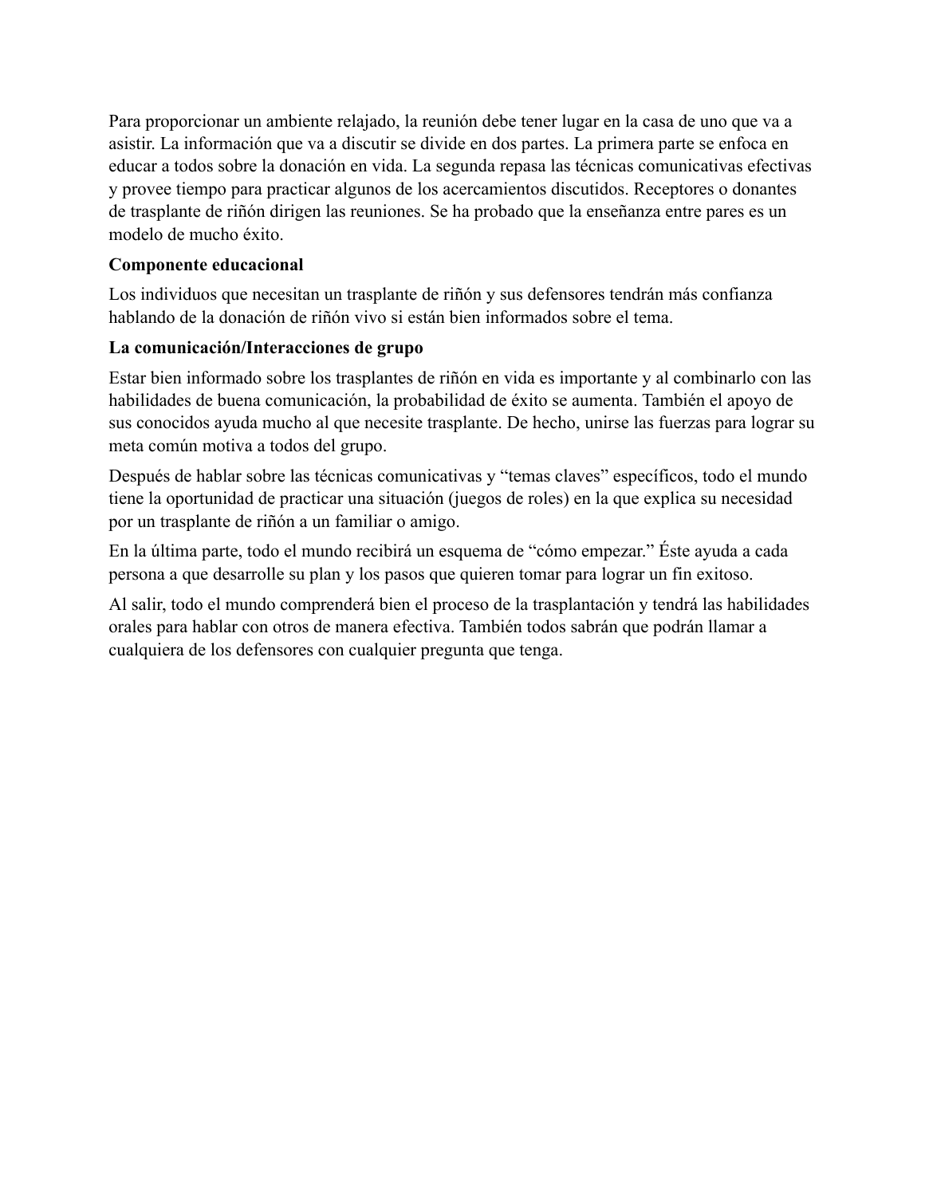Para proporcionar un ambiente relajado, la reunión debe tener lugar en la casa de uno que va a asistir. La información que va a discutir se divide en dos partes. La primera parte se enfoca en educar a todos sobre la donación en vida. La segunda repasa las técnicas comunicativas efectivas y provee tiempo para practicar algunos de los acercamientos discutidos. Receptores o donantes de trasplante de riñón dirigen las reuniones. Se ha probado que la enseñanza entre pares es un modelo de mucho éxito.

**Componente educacional**

Los individuos que necesitan un trasplante de riñón y sus defensores tendrán más confianza hablando de la donación de riñón vivo si están bien informados sobre el tema.

**La comunicación/Interacciones de grupo**

Estar bien informado sobre los trasplantes de riñón en vida es importante y al combinarlo con las habilidades de buena comunicación, la probabilidad de éxito se aumenta. También el apoyo de sus conocidos ayuda mucho al que necesite trasplante. De hecho, unirse las fuerzas para lograr su meta común motiva a todos del grupo.

Después de hablar sobre las técnicas comunicativas y "temas claves" específicos, todo el mundo tiene la oportunidad de practicar una situación (juegos de roles) en la que explica su necesidad por un trasplante de riñón a un familiar o amigo.

En la última parte, todo el mundo recibirá un esquema de "cómo empezar." Éste ayuda a cada persona a que desarrolle su plan y los pasos que quieren tomar para lograr un fin exitoso.

Al salir, todo el mundo comprenderá bien el proceso de la trasplantación y tendrá las habilidades orales para hablar con otros de manera efectiva. También todos sabrán que podrán llamar a cualquiera de los defensores con cualquier pregunta que tenga.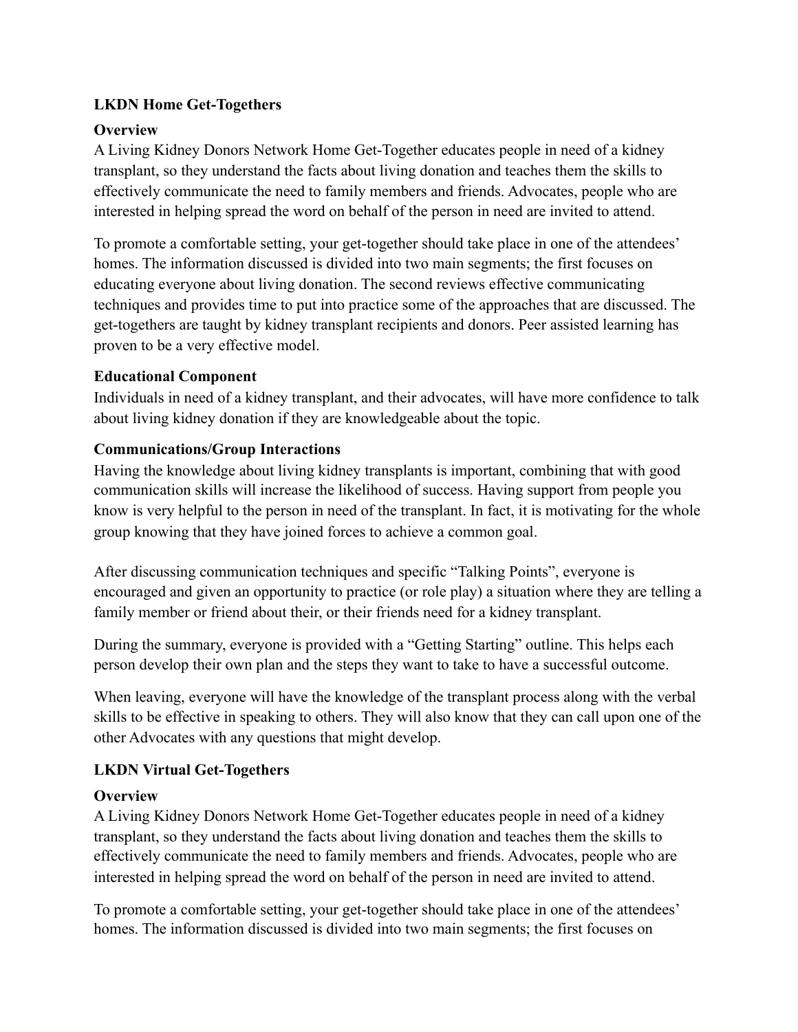**LKDN Home Get-Togethers**

**Overview**

A Living Kidney Donors Network Home Get-Together educates people in need of a kidney transplant, so they understand the facts about living donation and teaches them the skills to effectively communicate the need to family members and friends. Advocates, people who are interested in helping spread the word on behalf of the person in need are invited to attend.

To promote a comfortable setting, your get-together should take place in one of the attendees' homes. The information discussed is divided into two main segments; the first focuses on educating everyone about living donation. The second reviews effective communicating techniques and provides time to put into practice some of the approaches that are discussed. The get-togethers are taught by kidney transplant recipients and donors. Peer assisted learning has proven to be a very effective model.

**Educational Component**

Individuals in need of a kidney transplant, and their advocates, will have more confidence to talk about living kidney donation if they are knowledgeable about the topic.

**Communications/Group Interactions**

Having the knowledge about living kidney transplants is important, combining that with good communication skills will increase the likelihood of success. Having support from people you know is very helpful to the person in need of the transplant. In fact, it is motivating for the whole group knowing that they have joined forces to achieve a common goal.

After discussing communication techniques and specific "Talking Points", everyone is encouraged and given an opportunity to practice (or role play) a situation where they are telling a family member or friend about their, or their friends need for a kidney transplant.

During the summary, everyone is provided with a "Getting Starting" outline. This helps each person develop their own plan and the steps they want to take to have a successful outcome.

When leaving, everyone will have the knowledge of the transplant process along with the verbal skills to be effective in speaking to others. They will also know that they can call upon one of the other Advocates with any questions that might develop.

**LKDN Virtual Get-Togethers**

**Overview**

A Living Kidney Donors Network Home Get-Together educates people in need of a kidney transplant, so they understand the facts about living donation and teaches them the skills to effectively communicate the need to family members and friends. Advocates, people who are interested in helping spread the word on behalf of the person in need are invited to attend.

To promote a comfortable setting, your get-together should take place in one of the attendees' homes. The information discussed is divided into two main segments; the first focuses on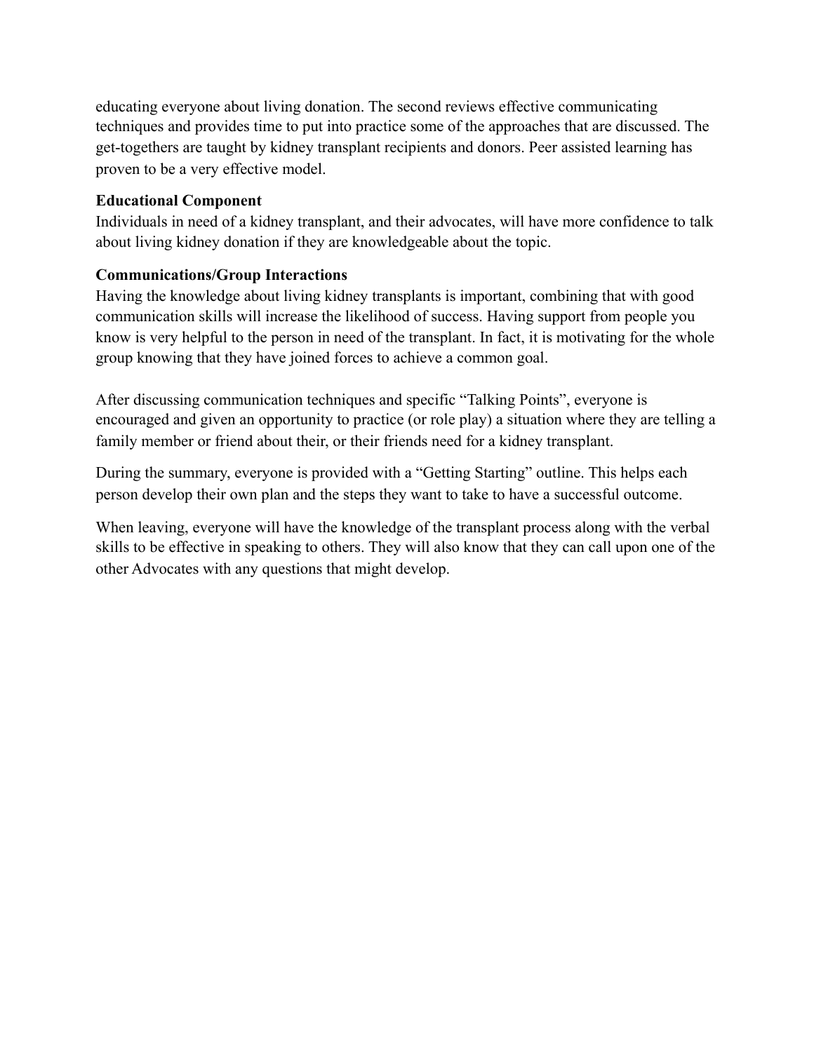educating everyone about living donation. The second reviews effective communicating techniques and provides time to put into practice some of the approaches that are discussed. The get-togethers are taught by kidney transplant recipients and donors. Peer assisted learning has proven to be a very effective model.

**Educational Component**
Individuals in need of a kidney transplant, and their advocates, will have more confidence to talk about living kidney donation if they are knowledgeable about the topic.

**Communications/Group Interactions**
Having the knowledge about living kidney transplants is important, combining that with good communication skills will increase the likelihood of success. Having support from people you know is very helpful to the person in need of the transplant. In fact, it is motivating for the whole group knowing that they have joined forces to achieve a common goal.

After discussing communication techniques and specific "Talking Points", everyone is encouraged and given an opportunity to practice (or role play) a situation where they are telling a family member or friend about their, or their friends need for a kidney transplant.

During the summary, everyone is provided with a "Getting Starting" outline. This helps each person develop their own plan and the steps they want to take to have a successful outcome.

When leaving, everyone will have the knowledge of the transplant process along with the verbal skills to be effective in speaking to others. They will also know that they can call upon one of the other Advocates with any questions that might develop.